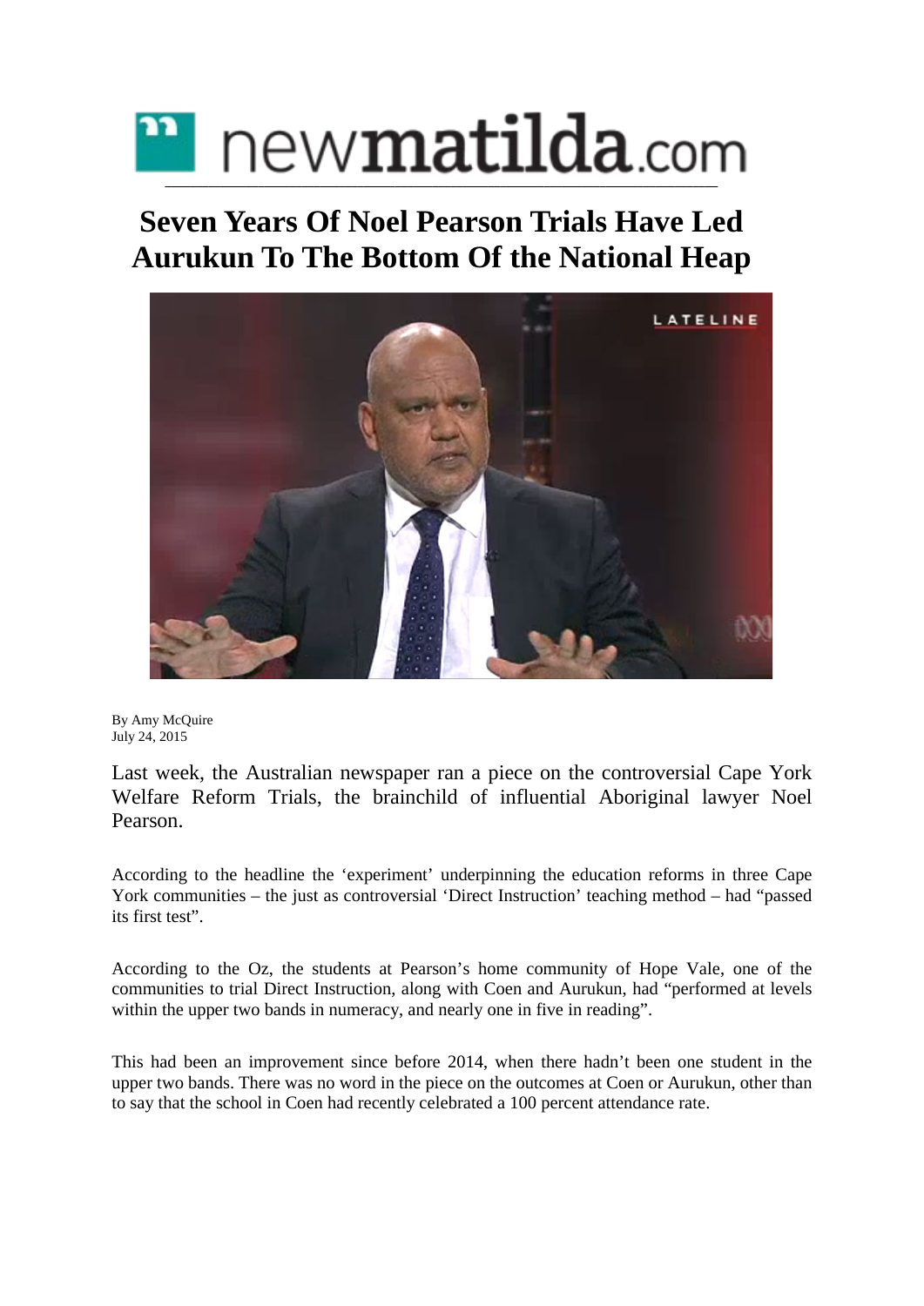newmatilda.com

# Seven Years Of Noel Pearson Trials Have Led Aurukun To The Bottom Of the National Heap

By Amy McQuire
July 24, 2015

Last week, the Australian newspaper ran a piece on the controversial Cape York Welfare Reform Trials, the brainchild of influential Aboriginal lawyer Noel Pearson.

According to the headline the 'experiment' underpinning the education reforms in three Cape York communities – the just as controversial 'Direct Instruction' teaching method – had "passed its first test".

According to the Oz, the students at Pearson's home community of Hope Vale, one of the communities to trial Direct Instruction, along with Coen and Aurukun, had "performed at levels within the upper two bands in numeracy, and nearly one in five in reading".

This had been an improvement since before 2014, when there hadn't been one student in the upper two bands. There was no word in the piece on the outcomes at Coen or Aurukun, other than to say that the school in Coen had recently celebrated a 100 percent attendance rate.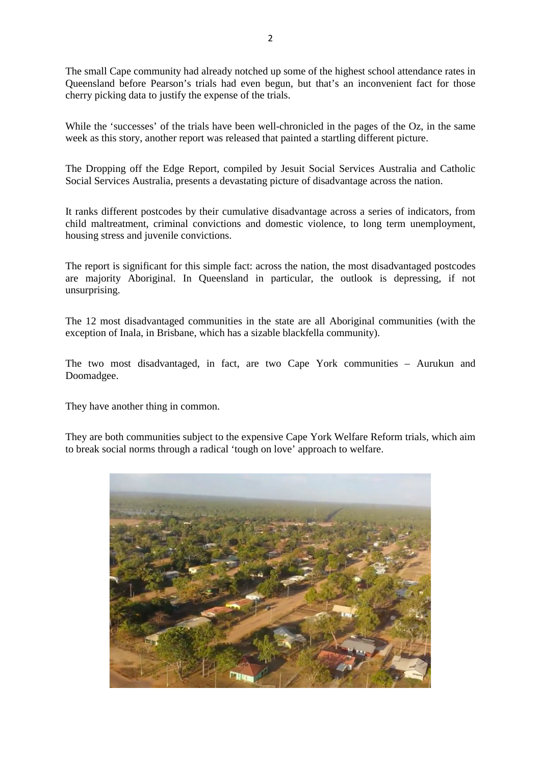The small Cape community had already notched up some of the highest school attendance rates in Queensland before Pearson's trials had even begun, but that's an inconvenient fact for those cherry picking data to justify the expense of the trials.

While the 'successes' of the trials have been well-chronicled in the pages of the Oz, in the same week as this story, another report was released that painted a startling different picture.

The Dropping off the Edge Report, compiled by Jesuit Social Services Australia and Catholic Social Services Australia, presents a devastating picture of disadvantage across the nation.

It ranks different postcodes by their cumulative disadvantage across a series of indicators, from child maltreatment, criminal convictions and domestic violence, to long term unemployment, housing stress and juvenile convictions.

The report is significant for this simple fact: across the nation, the most disadvantaged postcodes are majority Aboriginal. In Queensland in particular, the outlook is depressing, if not unsurprising.

The 12 most disadvantaged communities in the state are all Aboriginal communities (with the exception of Inala, in Brisbane, which has a sizable blackfella community).

The two most disadvantaged, in fact, are two Cape York communities – Aurukun and Doomadgee.

They have another thing in common.

They are both communities subject to the expensive Cape York Welfare Reform trials, which aim to break social norms through a radical 'tough on love' approach to welfare.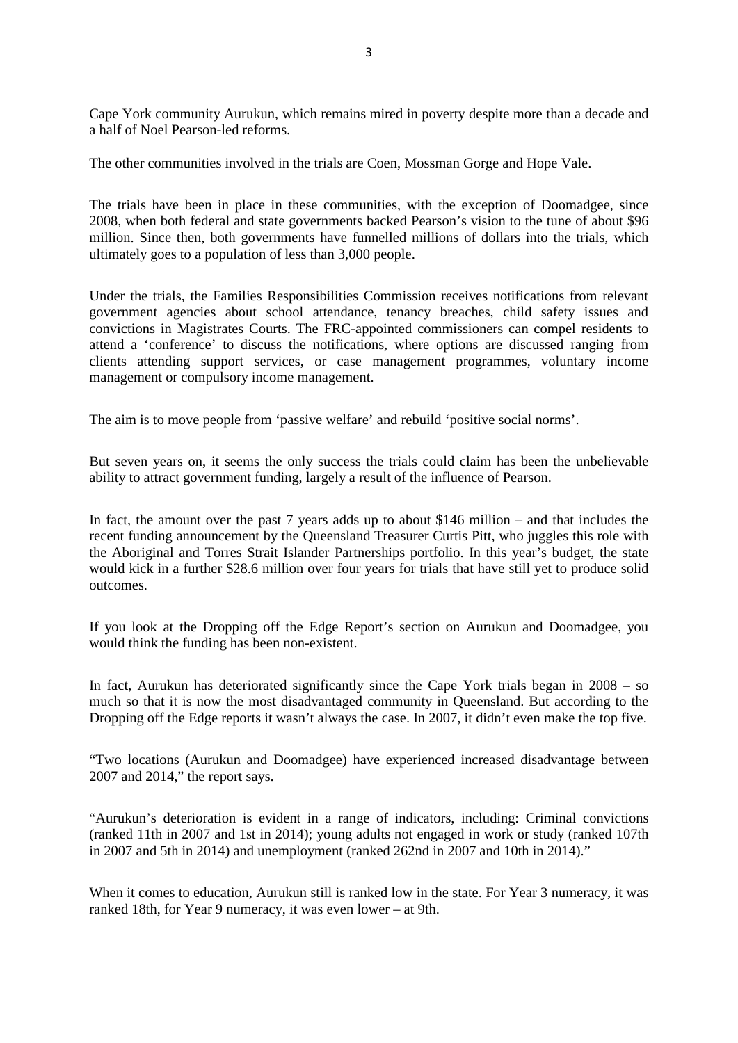Cape York community Aurukun, which remains mired in poverty despite more than a decade and a half of Noel Pearson-led reforms.

The other communities involved in the trials are Coen, Mossman Gorge and Hope Vale.

The trials have been in place in these communities, with the exception of Doomadgee, since 2008, when both federal and state governments backed Pearson's vision to the tune of about $96 million. Since then, both governments have funnelled millions of dollars into the trials, which ultimately goes to a population of less than 3,000 people.

Under the trials, the Families Responsibilities Commission receives notifications from relevant government agencies about school attendance, tenancy breaches, child safety issues and convictions in Magistrates Courts. The FRC-appointed commissioners can compel residents to attend a 'conference' to discuss the notifications, where options are discussed ranging from clients attending support services, or case management programmes, voluntary income management or compulsory income management.

The aim is to move people from 'passive welfare' and rebuild 'positive social norms'.

But seven years on, it seems the only success the trials could claim has been the unbelievable ability to attract government funding, largely a result of the influence of Pearson.

In fact, the amount over the past 7 years adds up to about $146 million – and that includes the recent funding announcement by the Queensland Treasurer Curtis Pitt, who juggles this role with the Aboriginal and Torres Strait Islander Partnerships portfolio. In this year's budget, the state would kick in a further $28.6 million over four years for trials that have still yet to produce solid outcomes.

If you look at the Dropping off the Edge Report's section on Aurukun and Doomadgee, you would think the funding has been non-existent.

In fact, Aurukun has deteriorated significantly since the Cape York trials began in 2008 – so much so that it is now the most disadvantaged community in Queensland. But according to the Dropping off the Edge reports it wasn't always the case. In 2007, it didn't even make the top five.

"Two locations (Aurukun and Doomadgee) have experienced increased disadvantage between 2007 and 2014," the report says.

"Aurukun's deterioration is evident in a range of indicators, including: Criminal convictions (ranked 11th in 2007 and 1st in 2014); young adults not engaged in work or study (ranked 107th in 2007 and 5th in 2014) and unemployment (ranked 262nd in 2007 and 10th in 2014)."

When it comes to education, Aurukun still is ranked low in the state. For Year 3 numeracy, it was ranked 18th, for Year 9 numeracy, it was even lower – at 9th.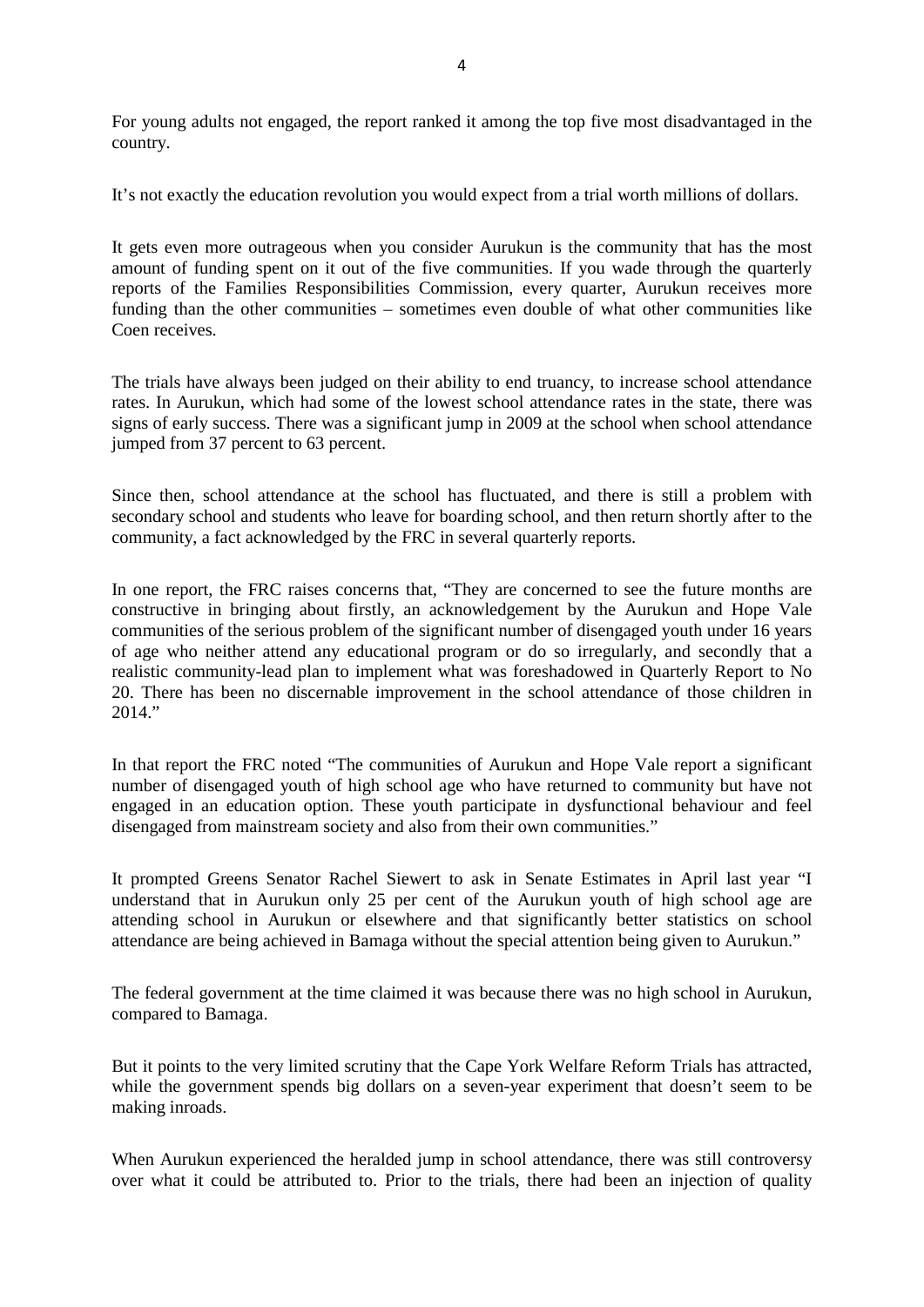For young adults not engaged, the report ranked it among the top five most disadvantaged in the country.

It's not exactly the education revolution you would expect from a trial worth millions of dollars.

It gets even more outrageous when you consider Aurukun is the community that has the most amount of funding spent on it out of the five communities. If you wade through the quarterly reports of the Families Responsibilities Commission, every quarter, Aurukun receives more funding than the other communities – sometimes even double of what other communities like Coen receives.

The trials have always been judged on their ability to end truancy, to increase school attendance rates. In Aurukun, which had some of the lowest school attendance rates in the state, there was signs of early success. There was a significant jump in 2009 at the school when school attendance jumped from 37 percent to 63 percent.

Since then, school attendance at the school has fluctuated, and there is still a problem with secondary school and students who leave for boarding school, and then return shortly after to the community, a fact acknowledged by the FRC in several quarterly reports.

In one report, the FRC raises concerns that, "They are concerned to see the future months are constructive in bringing about firstly, an acknowledgement by the Aurukun and Hope Vale communities of the serious problem of the significant number of disengaged youth under 16 years of age who neither attend any educational program or do so irregularly, and secondly that a realistic community-lead plan to implement what was foreshadowed in Quarterly Report to No 20. There has been no discernable improvement in the school attendance of those children in 2014."

In that report the FRC noted "The communities of Aurukun and Hope Vale report a significant number of disengaged youth of high school age who have returned to community but have not engaged in an education option. These youth participate in dysfunctional behaviour and feel disengaged from mainstream society and also from their own communities."

It prompted Greens Senator Rachel Siewert to ask in Senate Estimates in April last year "I understand that in Aurukun only 25 per cent of the Aurukun youth of high school age are attending school in Aurukun or elsewhere and that significantly better statistics on school attendance are being achieved in Bamaga without the special attention being given to Aurukun."

The federal government at the time claimed it was because there was no high school in Aurukun, compared to Bamaga.

But it points to the very limited scrutiny that the Cape York Welfare Reform Trials has attracted, while the government spends big dollars on a seven-year experiment that doesn't seem to be making inroads.

When Aurukun experienced the heralded jump in school attendance, there was still controversy over what it could be attributed to. Prior to the trials, there had been an injection of quality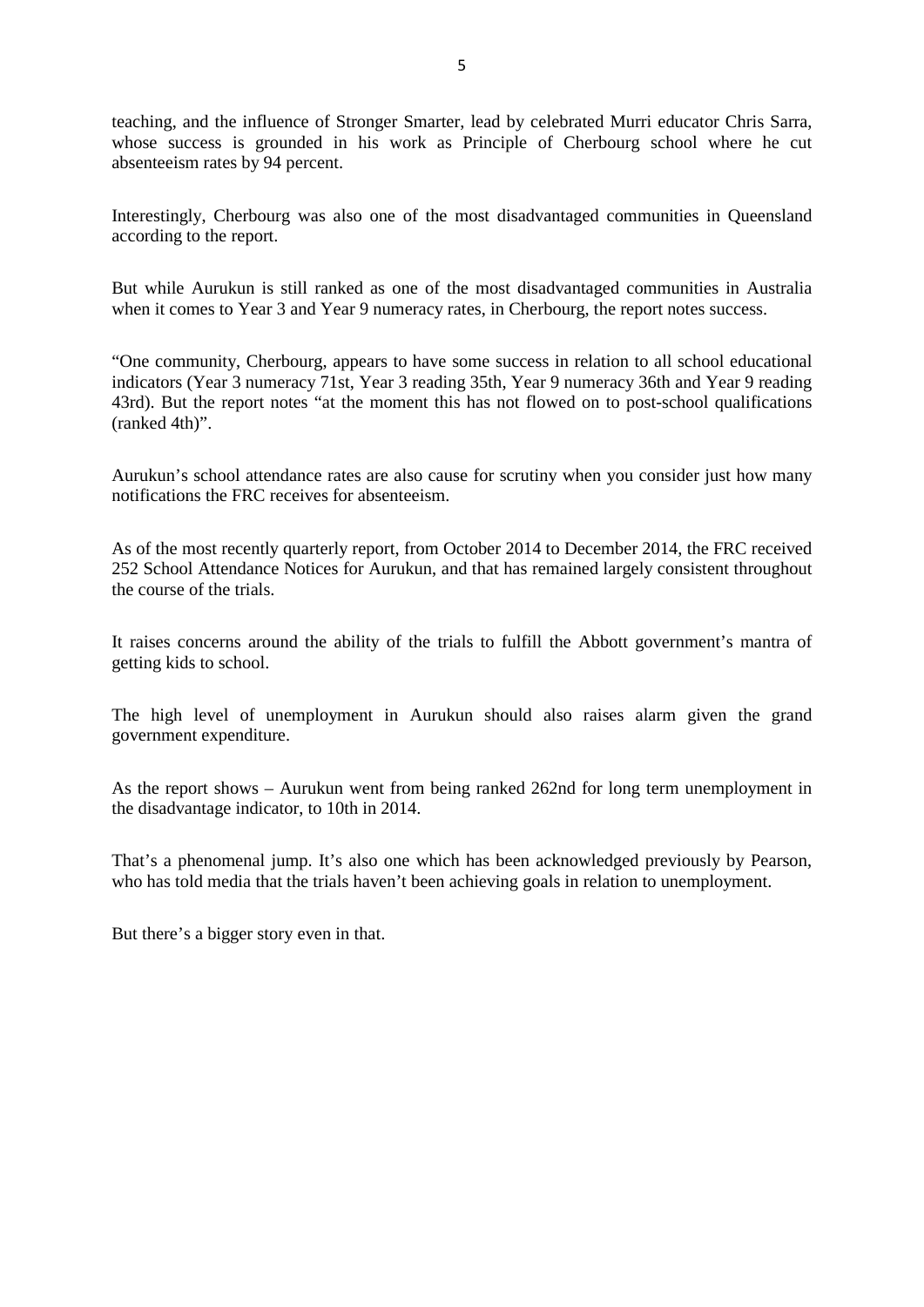teaching, and the influence of Stronger Smarter, lead by celebrated Murri educator Chris Sarra, whose success is grounded in his work as Principle of Cherbourg school where he cut absenteeism rates by 94 percent.

Interestingly, Cherbourg was also one of the most disadvantaged communities in Queensland according to the report.

But while Aurukun is still ranked as one of the most disadvantaged communities in Australia when it comes to Year 3 and Year 9 numeracy rates, in Cherbourg, the report notes success.

"One community, Cherbourg, appears to have some success in relation to all school educational indicators (Year 3 numeracy 71st, Year 3 reading 35th, Year 9 numeracy 36th and Year 9 reading 43rd). But the report notes "at the moment this has not flowed on to post-school qualifications (ranked 4th)".

Aurukun's school attendance rates are also cause for scrutiny when you consider just how many notifications the FRC receives for absenteeism.

As of the most recently quarterly report, from October 2014 to December 2014, the FRC received 252 School Attendance Notices for Aurukun, and that has remained largely consistent throughout the course of the trials.

It raises concerns around the ability of the trials to fulfill the Abbott government's mantra of getting kids to school.

The high level of unemployment in Aurukun should also raises alarm given the grand government expenditure.

As the report shows – Aurukun went from being ranked 262nd for long term unemployment in the disadvantage indicator, to 10th in 2014.

That's a phenomenal jump. It's also one which has been acknowledged previously by Pearson, who has told media that the trials haven't been achieving goals in relation to unemployment.

But there's a bigger story even in that.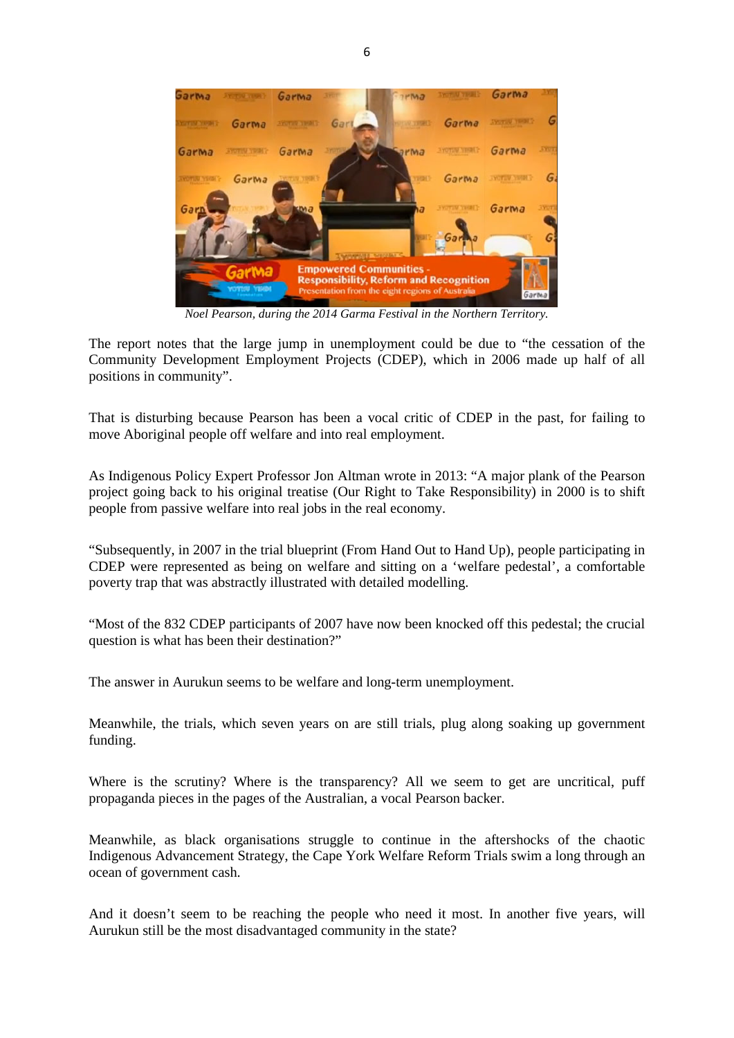*Noel Pearson, during the 2014 Garma Festival in the Northern Territory.*

The report notes that the large jump in unemployment could be due to “the cessation of the Community Development Employment Projects (CDEP), which in 2006 made up half of all positions in community”.

That is disturbing because Pearson has been a vocal critic of CDEP in the past, for failing to move Aboriginal people off welfare and into real employment.

As Indigenous Policy Expert Professor Jon Altman wrote in 2013: “A major plank of the Pearson project going back to his original treatise (Our Right to Take Responsibility) in 2000 is to shift people from passive welfare into real jobs in the real economy.

“Subsequently, in 2007 in the trial blueprint (From Hand Out to Hand Up), people participating in CDEP were represented as being on welfare and sitting on a ‘welfare pedestal’, a comfortable poverty trap that was abstractly illustrated with detailed modelling.

“Most of the 832 CDEP participants of 2007 have now been knocked off this pedestal; the crucial question is what has been their destination?”

The answer in Aurukun seems to be welfare and long-term unemployment.

Meanwhile, the trials, which seven years on are still trials, plug along soaking up government funding.

Where is the scrutiny? Where is the transparency? All we seem to get are uncritical, puff propaganda pieces in the pages of the Australian, a vocal Pearson backer.

Meanwhile, as black organisations struggle to continue in the aftershocks of the chaotic Indigenous Advancement Strategy, the Cape York Welfare Reform Trials swim a long through an ocean of government cash.

And it doesn’t seem to be reaching the people who need it most. In another five years, will Aurukun still be the most disadvantaged community in the state?